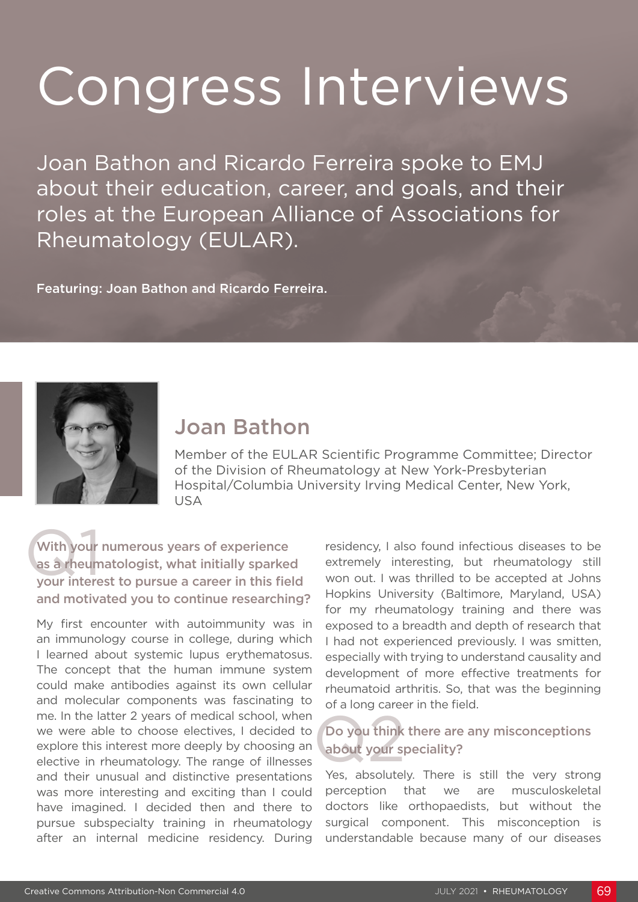# Congress Interviews

Joan Bathon and Ricardo Ferreira spoke to EMJ about their education, career, and goals, and their roles at the European Alliance of Associations for Rheumatology (EULAR).

**Featuring: Joan Bathon and Ricardo Ferreira.**

## Joan Bathon

Member of the EULAR Scientific Programme Committee; Director of the Division of Rheumatology at New York-Presbyterian Hospital/Columbia University Irving Medical Center, New York, USA

### Q1 With your numerous years of experience as a rheumatologist, what initially sparked your interest to pursue a career in this field and motivated you to continue researching?

My first encounter with autoimmunity was in an immunology course in college, during which I learned about systemic lupus erythematosus. The concept that the human immune system could make antibodies against its own cellular and molecular components was fascinating to me. In the latter 2 years of medical school, when we were able to choose electives, I decided to explore this interest more deeply by choosing an elective in rheumatology. The range of illnesses and their unusual and distinctive presentations was more interesting and exciting than I could have imagined. I decided then and there to pursue subspecialty training in rheumatology after an internal medicine residency. During residency, I also found infectious diseases to be extremely interesting, but rheumatology still won out. I was thrilled to be accepted at Johns Hopkins University (Baltimore, Maryland, USA) for my rheumatology training and there was exposed to a breadth and depth of research that I had not experienced previously. I was smitten, especially with trying to understand causality and development of more effective treatments for rheumatoid arthritis. So, that was the beginning of a long career in the field.

### Q2 Do you think there are any misconceptions about your speciality?

Yes, absolutely. There is still the very strong perception that we are musculoskeletal doctors like orthopaedists, but without the surgical component. This misconception is understandable because many of our diseases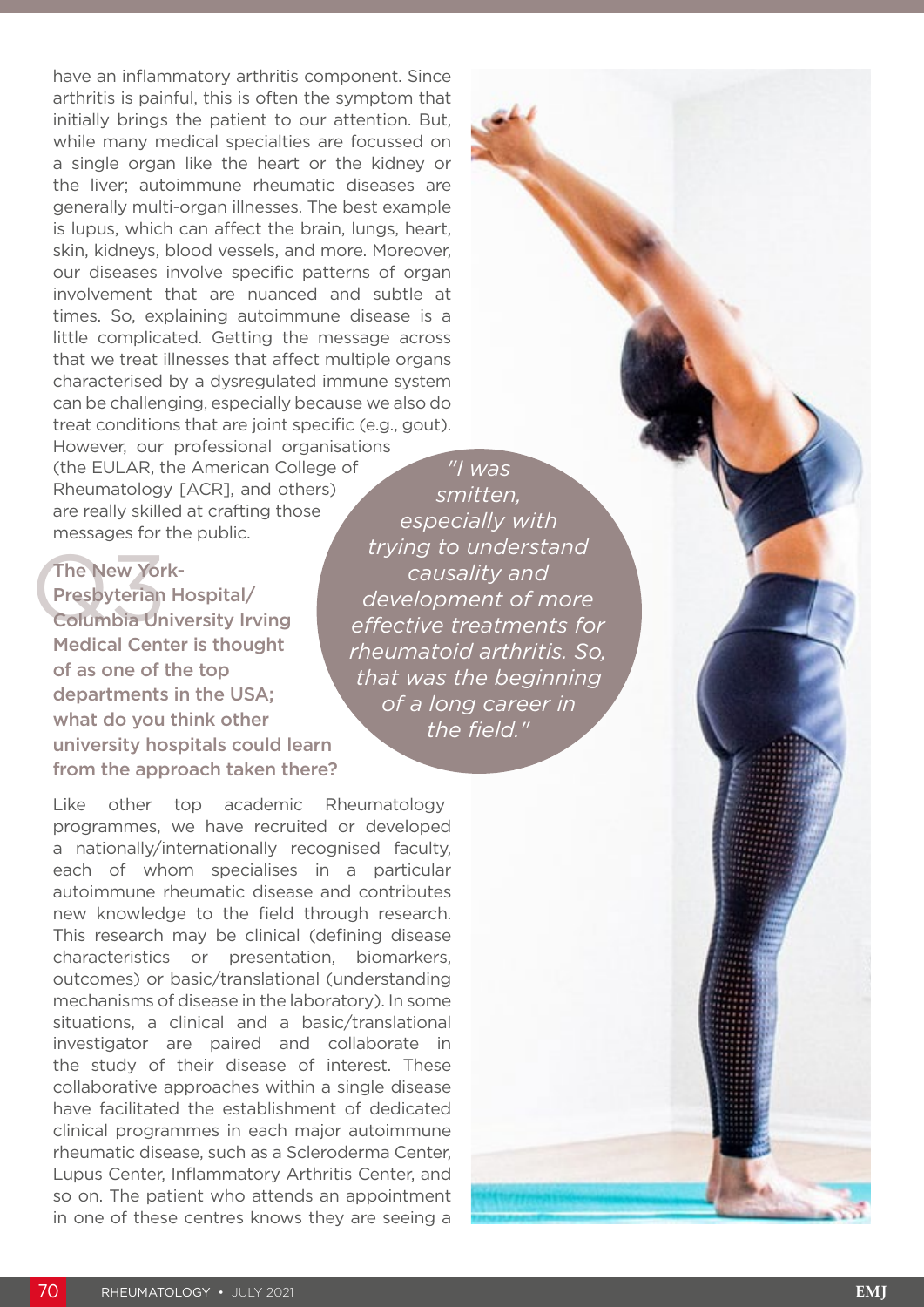have an inflammatory arthritis component. Since arthritis is painful, this is often the symptom that initially brings the patient to our attention. But, while many medical specialties are focussed on a single organ like the heart or the kidney or the liver; autoimmune rheumatic diseases are generally multi-organ illnesses. The best example is lupus, which can affect the brain, lungs, heart, skin, kidneys, blood vessels, and more. Moreover, our diseases involve specific patterns of organ involvement that are nuanced and subtle at times. So, explaining autoimmune disease is a little complicated. Getting the message across that we treat illnesses that affect multiple organs characterised by a dysregulated immune system can be challenging, especially because we also do treat conditions that are joint specific (e.g., gout). However, our professional organisations (the EULAR, the American College of Rheumatology [ACR], and others) are really skilled at crafting those messages for the public.

> *"I was smitten, especially with trying to understand causality and development of more effective treatments for rheumatoid arthritis. So, that was the beginning of a long career in the field."*

### Q3 The New York-Presbyterian Hospital/Columbia University Irving Medical Center is thought of as one of the top departments in the USA; what do you think other university hospitals could learn from the approach taken there?

Like other top academic Rheumatology programmes, we have recruited or developed a nationally/internationally recognised faculty, each of whom specialises in a particular autoimmune rheumatic disease and contributes new knowledge to the field through research. This research may be clinical (defining disease characteristics or presentation, biomarkers, outcomes) or basic/translational (understanding mechanisms of disease in the laboratory). In some situations, a clinical and a basic/translational investigator are paired and collaborate in the study of their disease of interest. These collaborative approaches within a single disease have facilitated the establishment of dedicated clinical programmes in each major autoimmune rheumatic disease, such as a Scleroderma Center, Lupus Center, Inflammatory Arthritis Center, and so on. The patient who attends an appointment in one of these centres knows they are seeing a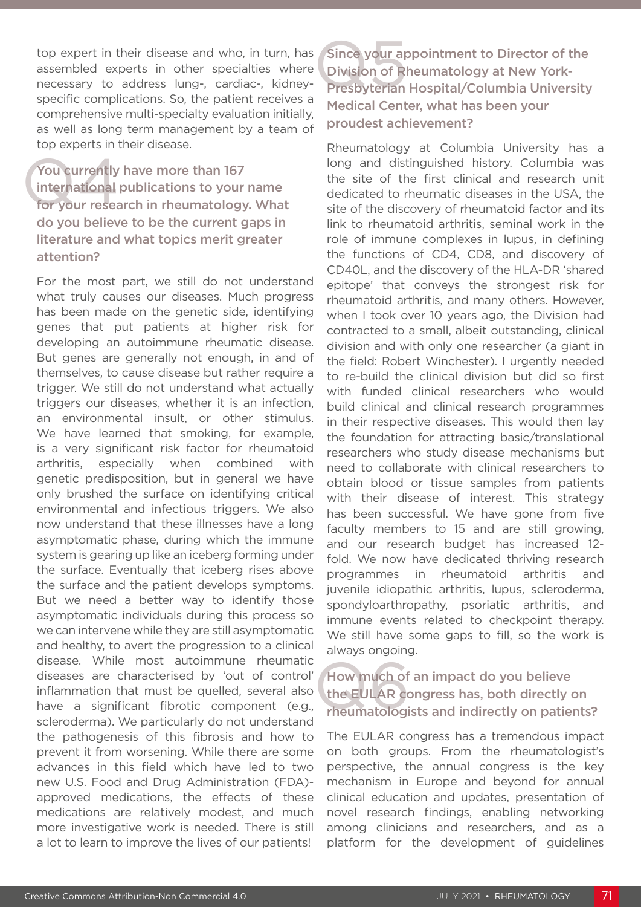top expert in their disease and who, in turn, has assembled experts in other specialties where necessary to address lung-, cardiac-, kidney-specific complications. So, the patient receives a comprehensive multi-specialty evaluation initially, as well as long term management by a team of top experts in their disease.

### Q4 You currently have more than 167 international publications to your name for your research in rheumatology. What do you believe to be the current gaps in literature and what topics merit greater attention?

For the most part, we still do not understand what truly causes our diseases. Much progress has been made on the genetic side, identifying genes that put patients at higher risk for developing an autoimmune rheumatic disease. But genes are generally not enough, in and of themselves, to cause disease but rather require a trigger. We still do not understand what actually triggers our diseases, whether it is an infection, an environmental insult, or other stimulus. We have learned that smoking, for example, is a very significant risk factor for rheumatoid arthritis, especially when combined with genetic predisposition, but in general we have only brushed the surface on identifying critical environmental and infectious triggers. We also now understand that these illnesses have a long asymptomatic phase, during which the immune system is gearing up like an iceberg forming under the surface. Eventually that iceberg rises above the surface and the patient develops symptoms. But we need a better way to identify those asymptomatic individuals during this process so we can intervene while they are still asymptomatic and healthy, to avert the progression to a clinical disease. While most autoimmune rheumatic diseases are characterised by 'out of control' inflammation that must be quelled, several also have a significant fibrotic component (e.g., scleroderma). We particularly do not understand the pathogenesis of this fibrosis and how to prevent it from worsening. While there are some advances in this field which have led to two new U.S. Food and Drug Administration (FDA)-approved medications, the effects of these medications are relatively modest, and much more investigative work is needed. There is still a lot to learn to improve the lives of our patients!

### Q5 Since your appointment to Director of the Division of Rheumatology at New York-Presbyterian Hospital/Columbia University Medical Center, what has been your proudest achievement?

Rheumatology at Columbia University has a long and distinguished history. Columbia was the site of the first clinical and research unit dedicated to rheumatic diseases in the USA, the site of the discovery of rheumatoid factor and its link to rheumatoid arthritis, seminal work in the role of immune complexes in lupus, in defining the functions of CD4, CD8, and discovery of CD40L, and the discovery of the HLA-DR 'shared epitope' that conveys the strongest risk for rheumatoid arthritis, and many others. However, when I took over 10 years ago, the Division had contracted to a small, albeit outstanding, clinical division and with only one researcher (a giant in the field: Robert Winchester). I urgently needed to re-build the clinical division but did so first with funded clinical researchers who would build clinical and clinical research programmes in their respective diseases. This would then lay the foundation for attracting basic/translational researchers who study disease mechanisms but need to collaborate with clinical researchers to obtain blood or tissue samples from patients with their disease of interest. This strategy has been successful. We have gone from five faculty members to 15 and are still growing, and our research budget has increased 12-fold. We now have dedicated thriving research programmes in rheumatoid arthritis and juvenile idiopathic arthritis, lupus, scleroderma, spondyloarthropathy, psoriatic arthritis, and immune events related to checkpoint therapy. We still have some gaps to fill, so the work is always ongoing.

### Q6 How much of an impact do you believe the EULAR congress has, both directly on rheumatologists and indirectly on patients?

The EULAR congress has a tremendous impact on both groups. From the rheumatologist's perspective, the annual congress is the key mechanism in Europe and beyond for annual clinical education and updates, presentation of novel research findings, enabling networking among clinicians and researchers, and as a platform for the development of guidelines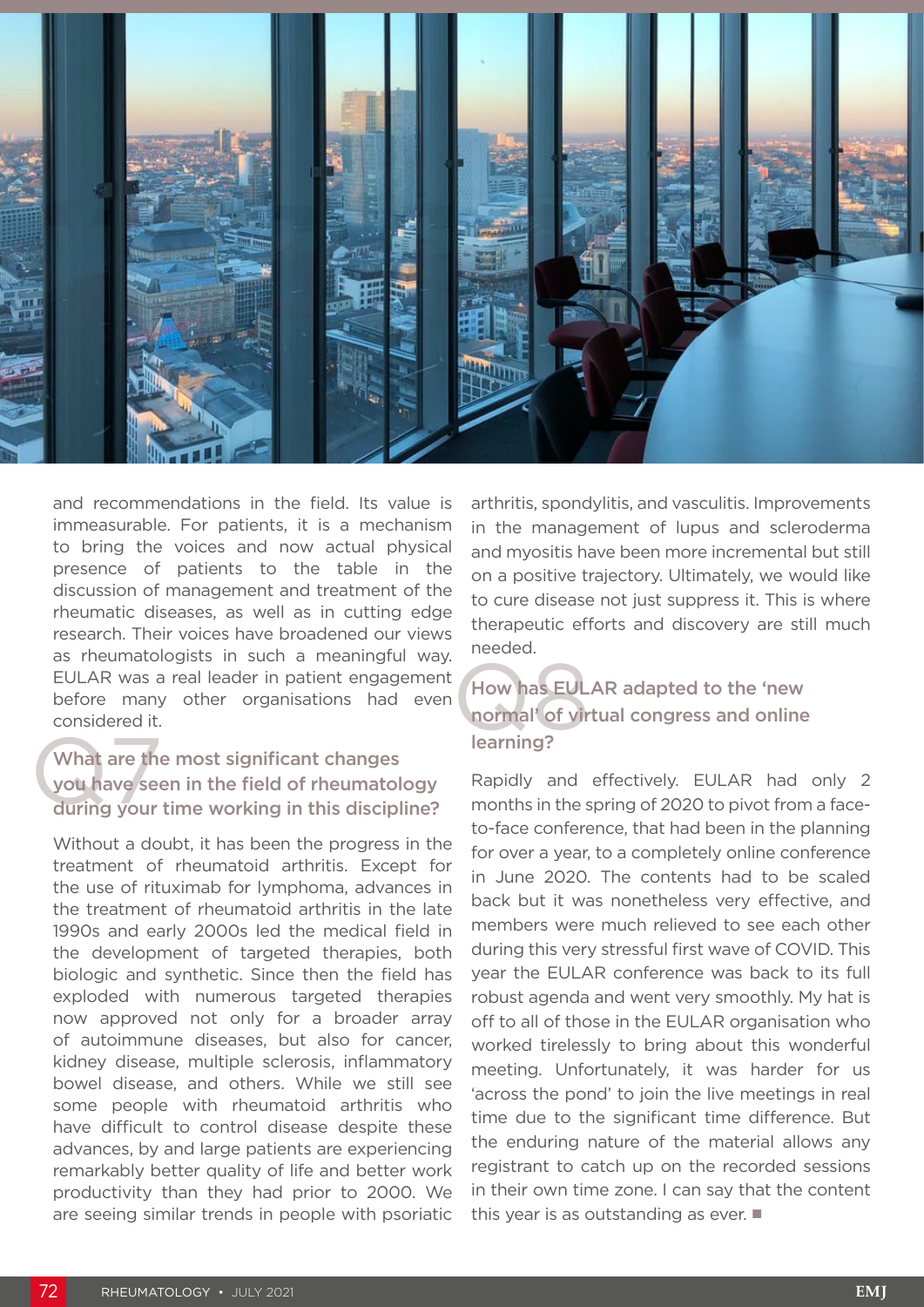and recommendations in the field. Its value is immeasurable. For patients, it is a mechanism to bring the voices and now actual physical presence of patients to the table in the discussion of management and treatment of the rheumatic diseases, as well as in cutting edge research. Their voices have broadened our views as rheumatologists in such a meaningful way. EULAR was a real leader in patient engagement before many other organisations had even considered it.

## Q7 What are the most significant changes you have seen in the field of rheumatology during your time working in this discipline?

Without a doubt, it has been the progress in the treatment of rheumatoid arthritis. Except for the use of rituximab for lymphoma, advances in the treatment of rheumatoid arthritis in the late 1990s and early 2000s led the medical field in the development of targeted therapies, both biologic and synthetic. Since then the field has exploded with numerous targeted therapies now approved not only for a broader array of autoimmune diseases, but also for cancer, kidney disease, multiple sclerosis, inflammatory bowel disease, and others. While we still see some people with rheumatoid arthritis who have difficult to control disease despite these advances, by and large patients are experiencing remarkably better quality of life and better work productivity than they had prior to 2000. We are seeing similar trends in people with psoriatic arthritis, spondylitis, and vasculitis. Improvements in the management of lupus and scleroderma and myositis have been more incremental but still on a positive trajectory. Ultimately, we would like to cure disease not just suppress it. This is where therapeutic efforts and discovery are still much needed.

## Q8 How has EULAR adapted to the 'new normal' of virtual congress and online learning?

Rapidly and effectively. EULAR had only 2 months in the spring of 2020 to pivot from a face-to-face conference, that had been in the planning for over a year, to a completely online conference in June 2020. The contents had to be scaled back but it was nonetheless very effective, and members were much relieved to see each other during this very stressful first wave of COVID. This year the EULAR conference was back to its full robust agenda and went very smoothly. My hat is off to all of those in the EULAR organisation who worked tirelessly to bring about this wonderful meeting. Unfortunately, it was harder for us 'across the pond' to join the live meetings in real time due to the significant time difference. But the enduring nature of the material allows any registrant to catch up on the recorded sessions in their own time zone. I can say that the content this year is as outstanding as ever. ■